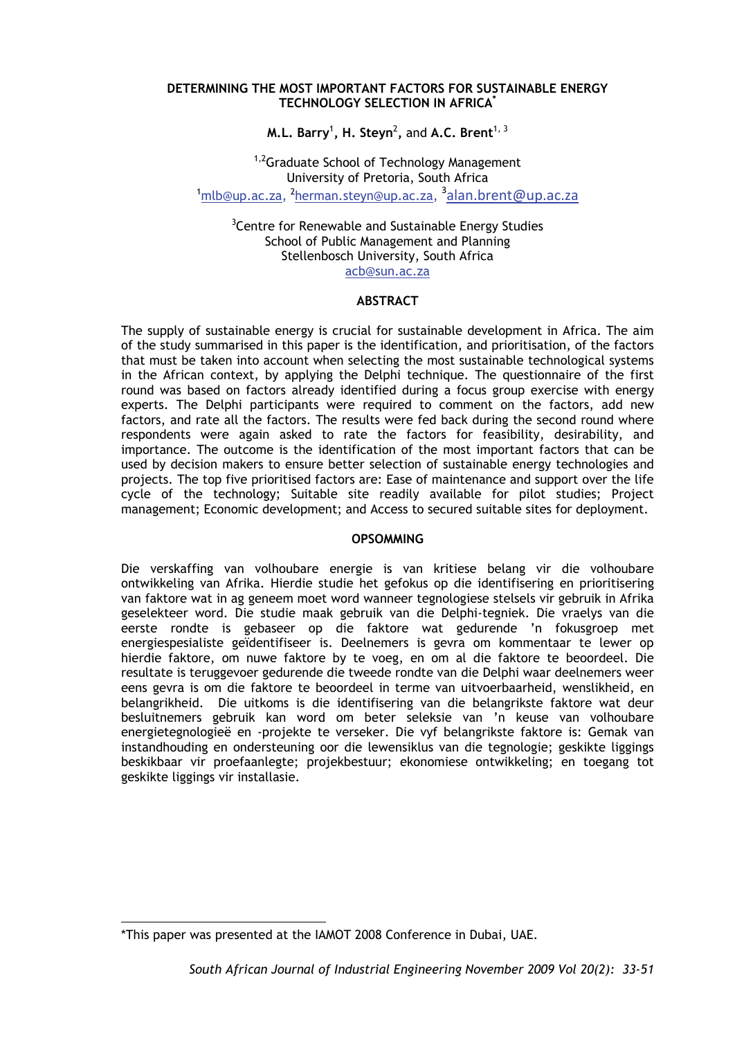# DETERMINING THE MOST IMPORTANT FACTORS FOR SUSTAINABLE ENERGY TECHNOLOGY SELECTION IN AFRICA*

**M.L. Barry**[1], **H. Steyn**[2], and **A.C. Brent**[1, 3]

[1,2]Graduate School of Technology Management
University of Pretoria, South Africa
[1]mlb@up.ac.za, [2]herman.steyn@up.ac.za, [3]alan.brent@up.ac.za

[3]Centre for Renewable and Sustainable Energy Studies
School of Public Management and Planning
Stellenbosch University, South Africa
acb@sun.ac.za

## ABSTRACT

The supply of sustainable energy is crucial for sustainable development in Africa. The aim of the study summarised in this paper is the identification, and prioritisation, of the factors that must be taken into account when selecting the most sustainable technological systems in the African context, by applying the Delphi technique. The questionnaire of the first round was based on factors already identified during a focus group exercise with energy experts. The Delphi participants were required to comment on the factors, add new factors, and rate all the factors. The results were fed back during the second round where respondents were again asked to rate the factors for feasibility, desirability, and importance. The outcome is the identification of the most important factors that can be used by decision makers to ensure better selection of sustainable energy technologies and projects. The top five prioritised factors are: Ease of maintenance and support over the life cycle of the technology; Suitable site readily available for pilot studies; Project management; Economic development; and Access to secured suitable sites for deployment.

## OPSOMMING

Die verskaffing van volhoubare energie is van kritiese belang vir die volhoubare ontwikkeling van Afrika. Hierdie studie het gefokus op die identifisering en prioritisering van faktore wat in ag geneem moet word wanneer tegnologiese stelsels vir gebruik in Afrika geselekteer word. Die studie maak gebruik van die Delphi-tegniek. Die vraelys van die eerste rondte is gebaseer op die faktore wat gedurende 'n fokusgroep met energiespesialiste geïdentifiseer is. Deelnemers is gevra om kommentaar te lewer op hierdie faktore, om nuwe faktore by te voeg, en om al die faktore te beoordeel. Die resultate is teruggevoer gedurende die tweede rondte van die Delphi waar deelnemers weer eens gevra is om die faktore te beoordeel in terme van uitvoerbaarheid, wenslikheid, en belangrikheid. Die uitkoms is die identifisering van die belangrikste faktore wat deur besluitnemers gebruik kan word om beter seleksie van 'n keuse van volhoubare energietegnologieë en -projekte te verseker. Die vyf belangrikste faktore is: Gemak van instandhouding en ondersteuning oor die lewensiklus van die tegnologie; geskikte liggings beskikbaar vir proefaanlegte; projekbestuur; ekonomiese ontwikkeling; en toegang tot geskikte liggings vir installasie.

---

*This paper was presented at the IAMOT 2008 Conference in Dubai, UAE.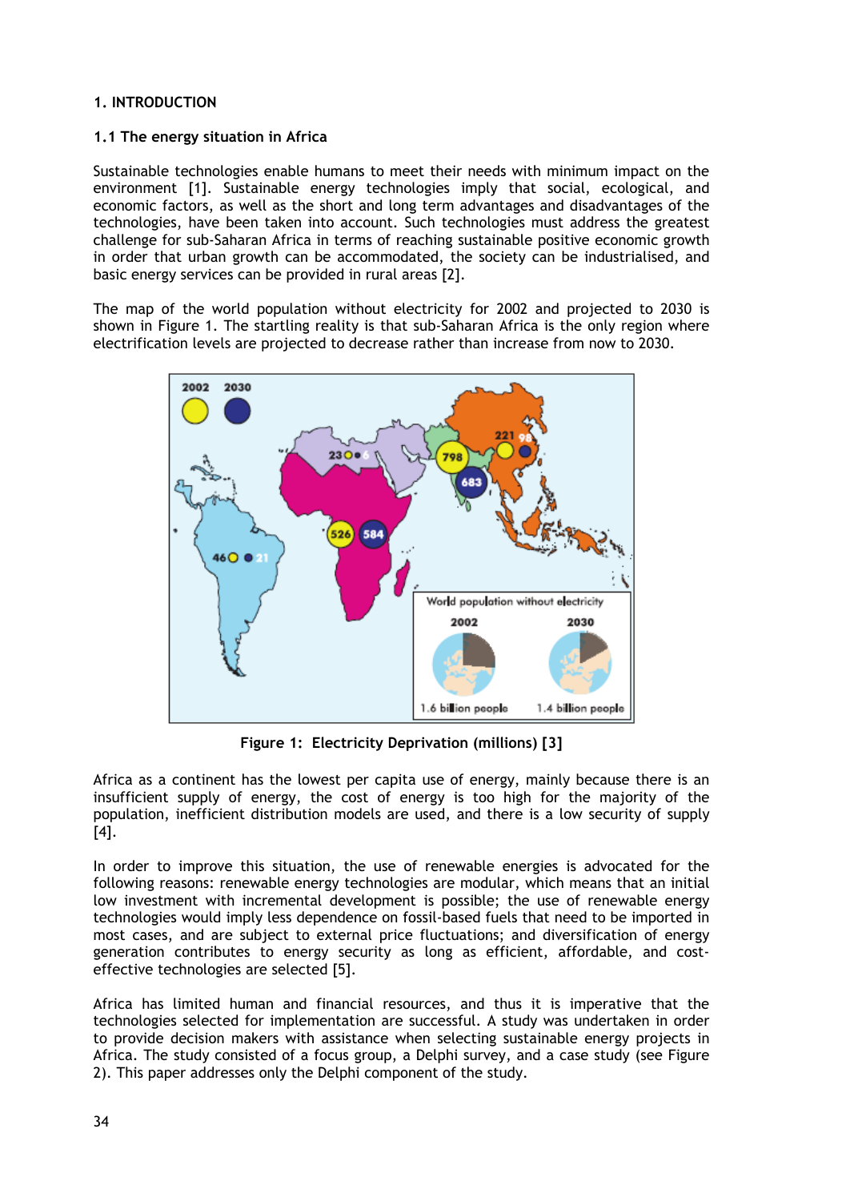## 1. INTRODUCTION

### 1.1 The energy situation in Africa

Sustainable technologies enable humans to meet their needs with minimum impact on the environment [1]. Sustainable energy technologies imply that social, ecological, and economic factors, as well as the short and long term advantages and disadvantages of the technologies, have been taken into account. Such technologies must address the greatest challenge for sub-Saharan Africa in terms of reaching sustainable positive economic growth in order that urban growth can be accommodated, the society can be industrialised, and basic energy services can be provided in rural areas [2].

The map of the world population without electricity for 2002 and projected to 2030 is shown in Figure 1. The startling reality is that sub-Saharan Africa is the only region where electrification levels are projected to decrease rather than increase from now to 2030.

**Figure 1: Electricity Deprivation (millions) [3]**

Africa as a continent has the lowest per capita use of energy, mainly because there is an insufficient supply of energy, the cost of energy is too high for the majority of the population, inefficient distribution models are used, and there is a low security of supply [4].

In order to improve this situation, the use of renewable energies is advocated for the following reasons: renewable energy technologies are modular, which means that an initial low investment with incremental development is possible; the use of renewable energy technologies would imply less dependence on fossil-based fuels that need to be imported in most cases, and are subject to external price fluctuations; and diversification of energy generation contributes to energy security as long as efficient, affordable, and cost-effective technologies are selected [5].

Africa has limited human and financial resources, and thus it is imperative that the technologies selected for implementation are successful. A study was undertaken in order to provide decision makers with assistance when selecting sustainable energy projects in Africa. The study consisted of a focus group, a Delphi survey, and a case study (see Figure 2). This paper addresses only the Delphi component of the study.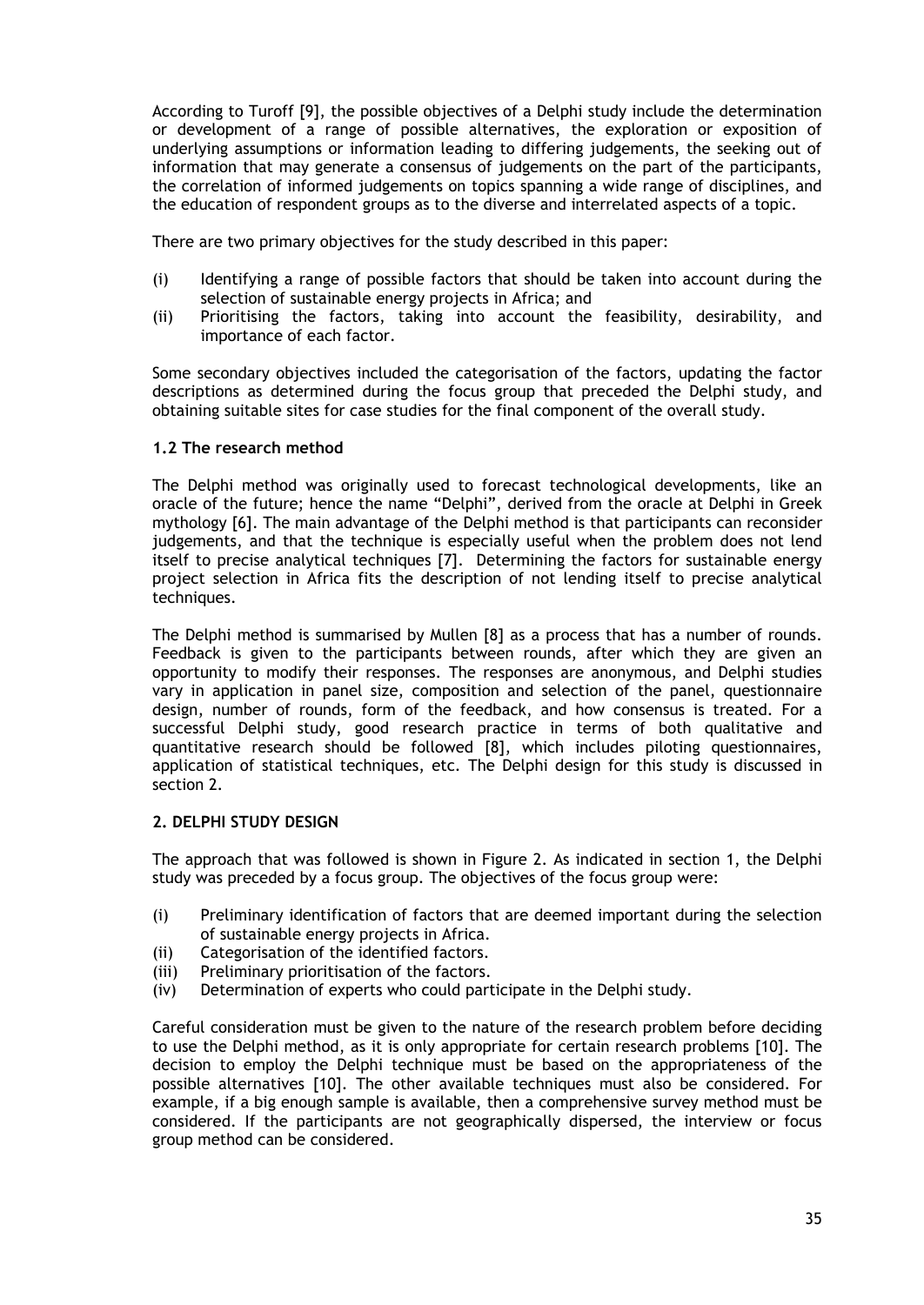According to Turoff [9], the possible objectives of a Delphi study include the determination or development of a range of possible alternatives, the exploration or exposition of underlying assumptions or information leading to differing judgements, the seeking out of information that may generate a consensus of judgements on the part of the participants, the correlation of informed judgements on topics spanning a wide range of disciplines, and the education of respondent groups as to the diverse and interrelated aspects of a topic.

There are two primary objectives for the study described in this paper:

(i) Identifying a range of possible factors that should be taken into account during the selection of sustainable energy projects in Africa; and
(ii) Prioritising the factors, taking into account the feasibility, desirability, and importance of each factor.

Some secondary objectives included the categorisation of the factors, updating the factor descriptions as determined during the focus group that preceded the Delphi study, and obtaining suitable sites for case studies for the final component of the overall study.

### 1.2 The research method

The Delphi method was originally used to forecast technological developments, like an oracle of the future; hence the name "Delphi", derived from the oracle at Delphi in Greek mythology [6]. The main advantage of the Delphi method is that participants can reconsider judgements, and that the technique is especially useful when the problem does not lend itself to precise analytical techniques [7]. Determining the factors for sustainable energy project selection in Africa fits the description of not lending itself to precise analytical techniques.

The Delphi method is summarised by Mullen [8] as a process that has a number of rounds. Feedback is given to the participants between rounds, after which they are given an opportunity to modify their responses. The responses are anonymous, and Delphi studies vary in application in panel size, composition and selection of the panel, questionnaire design, number of rounds, form of the feedback, and how consensus is treated. For a successful Delphi study, good research practice in terms of both qualitative and quantitative research should be followed [8], which includes piloting questionnaires, application of statistical techniques, etc. The Delphi design for this study is discussed in section 2.

## 2. DELPHI STUDY DESIGN

The approach that was followed is shown in Figure 2. As indicated in section 1, the Delphi study was preceded by a focus group. The objectives of the focus group were:

(i) Preliminary identification of factors that are deemed important during the selection of sustainable energy projects in Africa.
(ii) Categorisation of the identified factors.
(iii) Preliminary prioritisation of the factors.
(iv) Determination of experts who could participate in the Delphi study.

Careful consideration must be given to the nature of the research problem before deciding to use the Delphi method, as it is only appropriate for certain research problems [10]. The decision to employ the Delphi technique must be based on the appropriateness of the possible alternatives [10]. The other available techniques must also be considered. For example, if a big enough sample is available, then a comprehensive survey method must be considered. If the participants are not geographically dispersed, the interview or focus group method can be considered.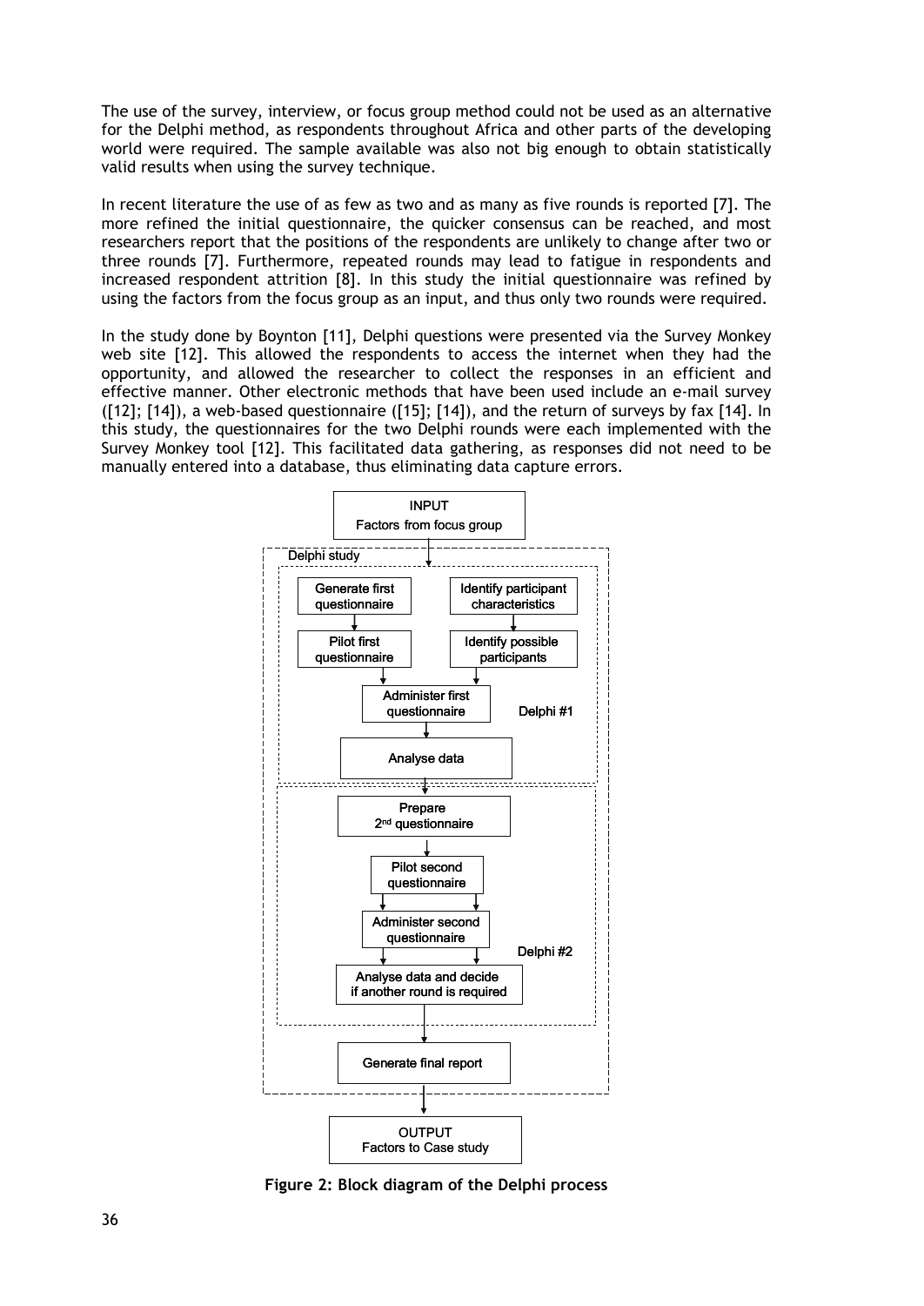The use of the survey, interview, or focus group method could not be used as an alternative for the Delphi method, as respondents throughout Africa and other parts of the developing world were required. The sample available was also not big enough to obtain statistically valid results when using the survey technique.

In recent literature the use of as few as two and as many as five rounds is reported [7]. The more refined the initial questionnaire, the quicker consensus can be reached, and most researchers report that the positions of the respondents are unlikely to change after two or three rounds [7]. Furthermore, repeated rounds may lead to fatigue in respondents and increased respondent attrition [8]. In this study the initial questionnaire was refined by using the factors from the focus group as an input, and thus only two rounds were required.

In the study done by Boynton [11], Delphi questions were presented via the Survey Monkey web site [12]. This allowed the respondents to access the internet when they had the opportunity, and allowed the researcher to collect the responses in an efficient and effective manner. Other electronic methods that have been used include an e-mail survey ([12]; [14]), a web-based questionnaire ([15]; [14]), and the return of surveys by fax [14]. In this study, the questionnaires for the two Delphi rounds were each implemented with the Survey Monkey tool [12]. This facilitated data gathering, as responses did not need to be manually entered into a database, thus eliminating data capture errors.

INPUT
Factors from focus group

Delphi study

Delphi #1

- Generate first questionnaire
- Pilot first questionnaire
- Identify participant characteristics
- Identify possible participants
- Administer first questionnaire
- Analyse data

Delphi #2

- Prepare 2nd questionnaire
- Pilot second questionnaire
- Administer second questionnaire
- Analyse data and decide if another round is required

Generate final report

OUTPUT
Factors to Case study

**Figure 2: Block diagram of the Delphi process**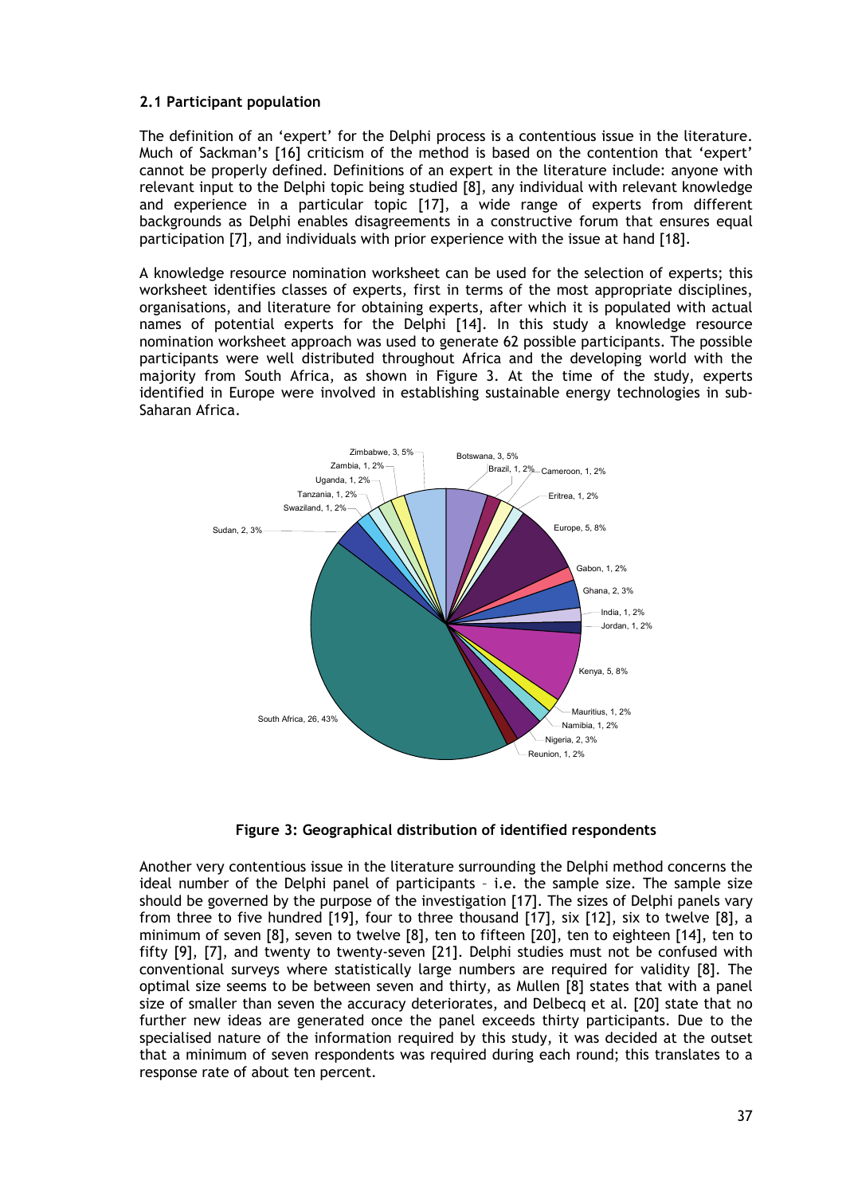### 2.1 Participant population

The definition of an 'expert' for the Delphi process is a contentious issue in the literature. Much of Sackman's [16] criticism of the method is based on the contention that 'expert' cannot be properly defined. Definitions of an expert in the literature include: anyone with relevant input to the Delphi topic being studied [8], any individual with relevant knowledge and experience in a particular topic [17], a wide range of experts from different backgrounds as Delphi enables disagreements in a constructive forum that ensures equal participation [7], and individuals with prior experience with the issue at hand [18].

A knowledge resource nomination worksheet can be used for the selection of experts; this worksheet identifies classes of experts, first in terms of the most appropriate disciplines, organisations, and literature for obtaining experts, after which it is populated with actual names of potential experts for the Delphi [14]. In this study a knowledge resource nomination worksheet approach was used to generate 62 possible participants. The possible participants were well distributed throughout Africa and the developing world with the majority from South Africa, as shown in Figure 3. At the time of the study, experts identified in Europe were involved in establishing sustainable energy technologies in sub-Saharan Africa.

Zimbabwe, 3, 5%; Zambia, 1, 2%; Uganda, 1, 2%; Tanzania, 1, 2%; Swaziland, 1, 2%; Sudan, 2, 3%; South Africa, 26, 43%; Botswana, 3, 5%; Brazil, 1, 2%; Cameroon, 1, 2%; Eritrea, 1, 2%; Europe, 5, 8%; Gabon, 1, 2%; Ghana, 2, 3%; India, 1, 2%; Jordan, 1, 2%; Kenya, 5, 8%; Mauritius, 1, 2%; Namibia, 1, 2%; Nigeria, 2, 3%; Reunion, 1, 2%

**Figure 3: Geographical distribution of identified respondents**

Another very contentious issue in the literature surrounding the Delphi method concerns the ideal number of the Delphi panel of participants – i.e. the sample size. The sample size should be governed by the purpose of the investigation [17]. The sizes of Delphi panels vary from three to five hundred [19], four to three thousand [17], six [12], six to twelve [8], a minimum of seven [8], seven to twelve [8], ten to fifteen [20], ten to eighteen [14], ten to fifty [9], [7], and twenty to twenty-seven [21]. Delphi studies must not be confused with conventional surveys where statistically large numbers are required for validity [8]. The optimal size seems to be between seven and thirty, as Mullen [8] states that with a panel size of smaller than seven the accuracy deteriorates, and Delbecq et al. [20] state that no further new ideas are generated once the panel exceeds thirty participants. Due to the specialised nature of the information required by this study, it was decided at the outset that a minimum of seven respondents was required during each round; this translates to a response rate of about ten percent.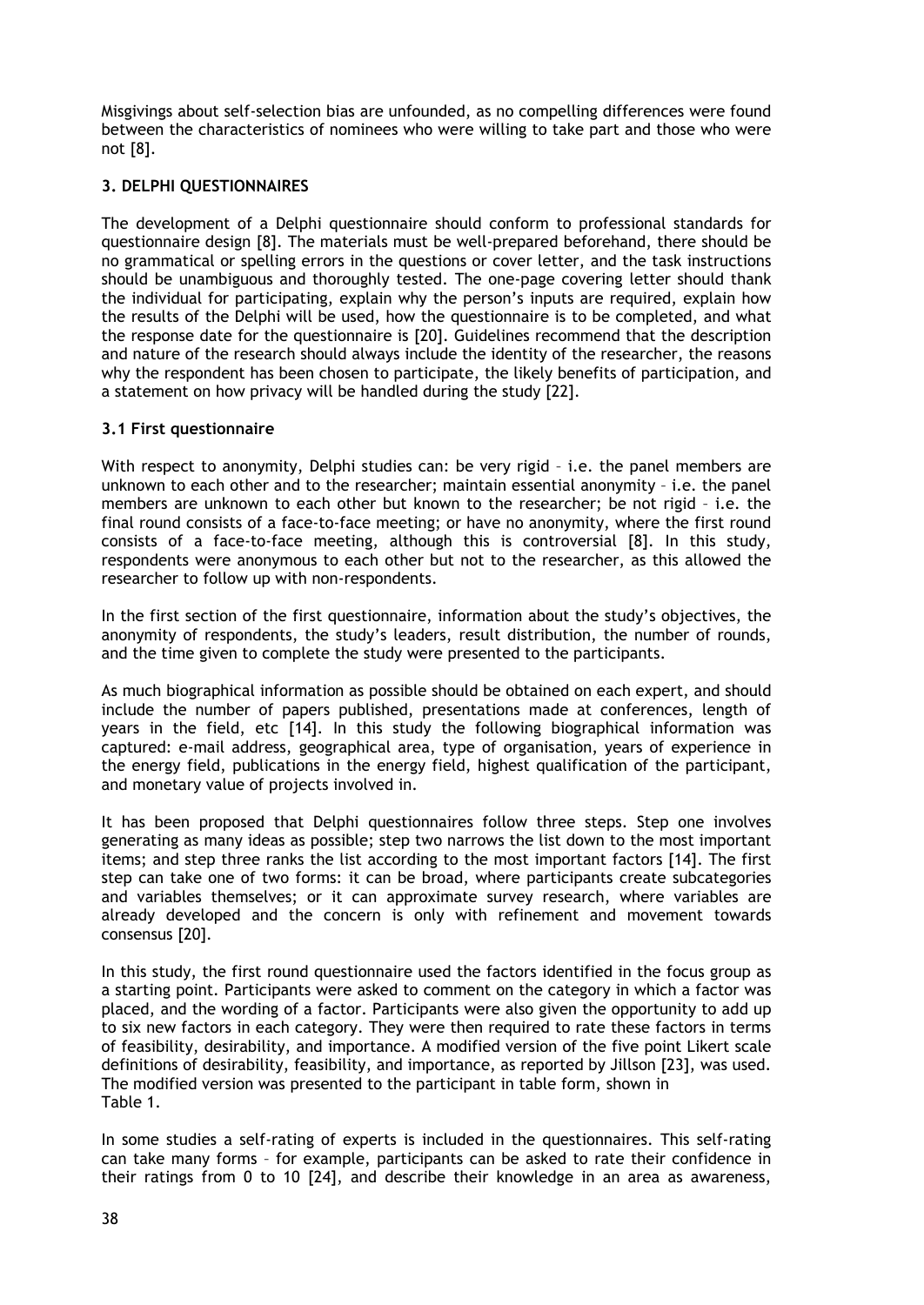Misgivings about self-selection bias are unfounded, as no compelling differences were found between the characteristics of nominees who were willing to take part and those who were not [8].

## 3. DELPHI QUESTIONNAIRES

The development of a Delphi questionnaire should conform to professional standards for questionnaire design [8]. The materials must be well-prepared beforehand, there should be no grammatical or spelling errors in the questions or cover letter, and the task instructions should be unambiguous and thoroughly tested. The one-page covering letter should thank the individual for participating, explain why the person's inputs are required, explain how the results of the Delphi will be used, how the questionnaire is to be completed, and what the response date for the questionnaire is [20]. Guidelines recommend that the description and nature of the research should always include the identity of the researcher, the reasons why the respondent has been chosen to participate, the likely benefits of participation, and a statement on how privacy will be handled during the study [22].

### 3.1 First questionnaire

With respect to anonymity, Delphi studies can: be very rigid – i.e. the panel members are unknown to each other and to the researcher; maintain essential anonymity – i.e. the panel members are unknown to each other but known to the researcher; be not rigid – i.e. the final round consists of a face-to-face meeting; or have no anonymity, where the first round consists of a face-to-face meeting, although this is controversial [8]. In this study, respondents were anonymous to each other but not to the researcher, as this allowed the researcher to follow up with non-respondents.

In the first section of the first questionnaire, information about the study's objectives, the anonymity of respondents, the study's leaders, result distribution, the number of rounds, and the time given to complete the study were presented to the participants.

As much biographical information as possible should be obtained on each expert, and should include the number of papers published, presentations made at conferences, length of years in the field, etc [14]. In this study the following biographical information was captured: e-mail address, geographical area, type of organisation, years of experience in the energy field, publications in the energy field, highest qualification of the participant, and monetary value of projects involved in.

It has been proposed that Delphi questionnaires follow three steps. Step one involves generating as many ideas as possible; step two narrows the list down to the most important items; and step three ranks the list according to the most important factors [14]. The first step can take one of two forms: it can be broad, where participants create subcategories and variables themselves; or it can approximate survey research, where variables are already developed and the concern is only with refinement and movement towards consensus [20].

In this study, the first round questionnaire used the factors identified in the focus group as a starting point. Participants were asked to comment on the category in which a factor was placed, and the wording of a factor. Participants were also given the opportunity to add up to six new factors in each category. They were then required to rate these factors in terms of feasibility, desirability, and importance. A modified version of the five point Likert scale definitions of desirability, feasibility, and importance, as reported by Jillson [23], was used. The modified version was presented to the participant in table form, shown in Table 1.

In some studies a self-rating of experts is included in the questionnaires. This self-rating can take many forms – for example, participants can be asked to rate their confidence in their ratings from 0 to 10 [24], and describe their knowledge in an area as awareness,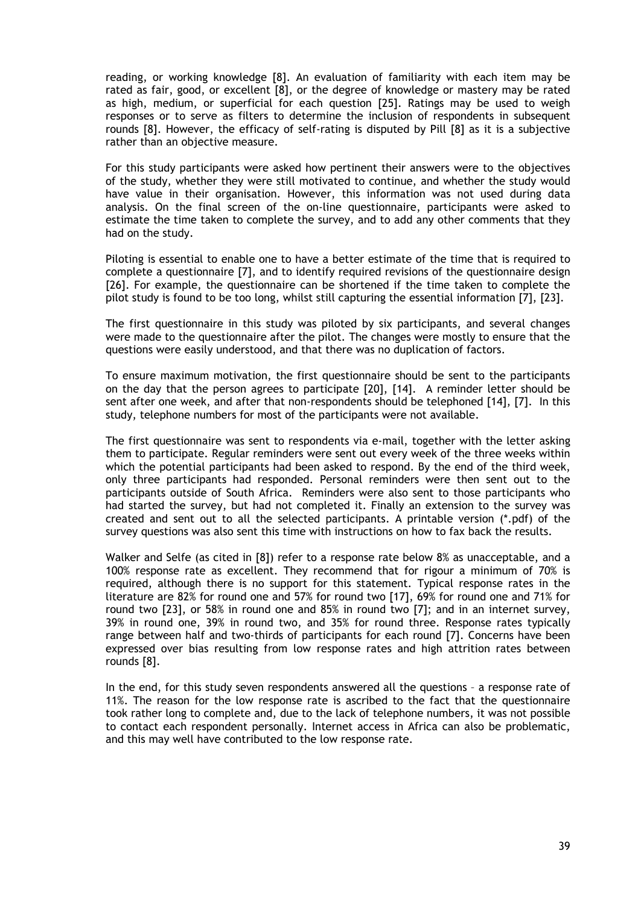reading, or working knowledge [8]. An evaluation of familiarity with each item may be rated as fair, good, or excellent [8], or the degree of knowledge or mastery may be rated as high, medium, or superficial for each question [25]. Ratings may be used to weigh responses or to serve as filters to determine the inclusion of respondents in subsequent rounds [8]. However, the efficacy of self-rating is disputed by Pill [8] as it is a subjective rather than an objective measure.

For this study participants were asked how pertinent their answers were to the objectives of the study, whether they were still motivated to continue, and whether the study would have value in their organisation. However, this information was not used during data analysis. On the final screen of the on-line questionnaire, participants were asked to estimate the time taken to complete the survey, and to add any other comments that they had on the study.

Piloting is essential to enable one to have a better estimate of the time that is required to complete a questionnaire [7], and to identify required revisions of the questionnaire design [26]. For example, the questionnaire can be shortened if the time taken to complete the pilot study is found to be too long, whilst still capturing the essential information [7], [23].

The first questionnaire in this study was piloted by six participants, and several changes were made to the questionnaire after the pilot. The changes were mostly to ensure that the questions were easily understood, and that there was no duplication of factors.

To ensure maximum motivation, the first questionnaire should be sent to the participants on the day that the person agrees to participate [20], [14]. A reminder letter should be sent after one week, and after that non-respondents should be telephoned [14], [7]. In this study, telephone numbers for most of the participants were not available.

The first questionnaire was sent to respondents via e-mail, together with the letter asking them to participate. Regular reminders were sent out every week of the three weeks within which the potential participants had been asked to respond. By the end of the third week, only three participants had responded. Personal reminders were then sent out to the participants outside of South Africa. Reminders were also sent to those participants who had started the survey, but had not completed it. Finally an extension to the survey was created and sent out to all the selected participants. A printable version (*.pdf) of the survey questions was also sent this time with instructions on how to fax back the results.

Walker and Selfe (as cited in [8]) refer to a response rate below 8% as unacceptable, and a 100% response rate as excellent. They recommend that for rigour a minimum of 70% is required, although there is no support for this statement. Typical response rates in the literature are 82% for round one and 57% for round two [17], 69% for round one and 71% for round two [23], or 58% in round one and 85% in round two [7]; and in an internet survey, 39% in round one, 39% in round two, and 35% for round three. Response rates typically range between half and two-thirds of participants for each round [7]. Concerns have been expressed over bias resulting from low response rates and high attrition rates between rounds [8].

In the end, for this study seven respondents answered all the questions – a response rate of 11%. The reason for the low response rate is ascribed to the fact that the questionnaire took rather long to complete and, due to the lack of telephone numbers, it was not possible to contact each respondent personally. Internet access in Africa can also be problematic, and this may well have contributed to the low response rate.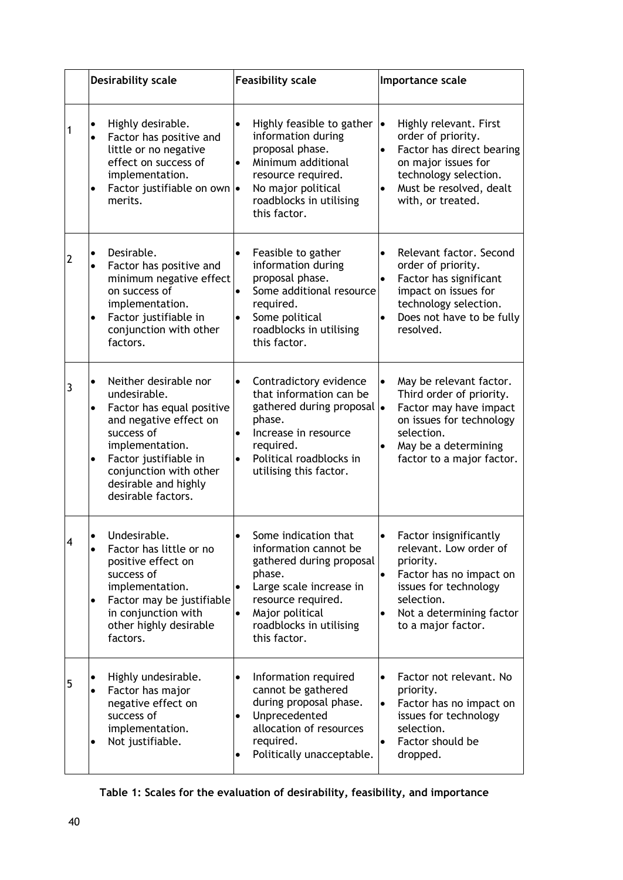| | Desirability scale | Feasibility scale | Importance scale |
|---|---|---|---|
| 1 | • Highly desirable.<br>• Factor has positive and little or no negative effect on success of implementation.<br>• Factor justifiable on own merits. | • Highly feasible to gather information during proposal phase.<br>• Minimum additional resource required.<br>• No major political roadblocks in utilising this factor. | • Highly relevant. First order of priority.<br>• Factor has direct bearing on major issues for technology selection.<br>• Must be resolved, dealt with, or treated. |
| 2 | • Desirable.<br>• Factor has positive and minimum negative effect on success of implementation.<br>• Factor justifiable in conjunction with other factors. | • Feasible to gather information during proposal phase.<br>• Some additional resource required.<br>• Some political roadblocks in utilising this factor. | • Relevant factor. Second order of priority.<br>• Factor has significant impact on issues for technology selection.<br>• Does not have to be fully resolved. |
| 3 | • Neither desirable nor undesirable.<br>• Factor has equal positive and negative effect on success of implementation.<br>• Factor justifiable in conjunction with other desirable and highly desirable factors. | • Contradictory evidence that information can be gathered during proposal phase.<br>• Increase in resource required.<br>• Political roadblocks in utilising this factor. | • May be relevant factor. Third order of priority.<br>• Factor may have impact on issues for technology selection.<br>• May be a determining factor to a major factor. |
| 4 | • Undesirable.<br>• Factor has little or no positive effect on success of implementation.<br>• Factor may be justifiable in conjunction with other highly desirable factors. | • Some indication that information cannot be gathered during proposal phase.<br>• Large scale increase in resource required.<br>• Major political roadblocks in utilising this factor. | • Factor insignificantly relevant. Low order of priority.<br>• Factor has no impact on issues for technology selection.<br>• Not a determining factor to a major factor. |
| 5 | • Highly undesirable.<br>• Factor has major negative effect on success of implementation.<br>• Not justifiable. | • Information required cannot be gathered during proposal phase.<br>• Unprecedented allocation of resources required.<br>• Politically unacceptable. | • Factor not relevant. No priority.<br>• Factor has no impact on issues for technology selection.<br>• Factor should be dropped. |

**Table 1: Scales for the evaluation of desirability, feasibility, and importance**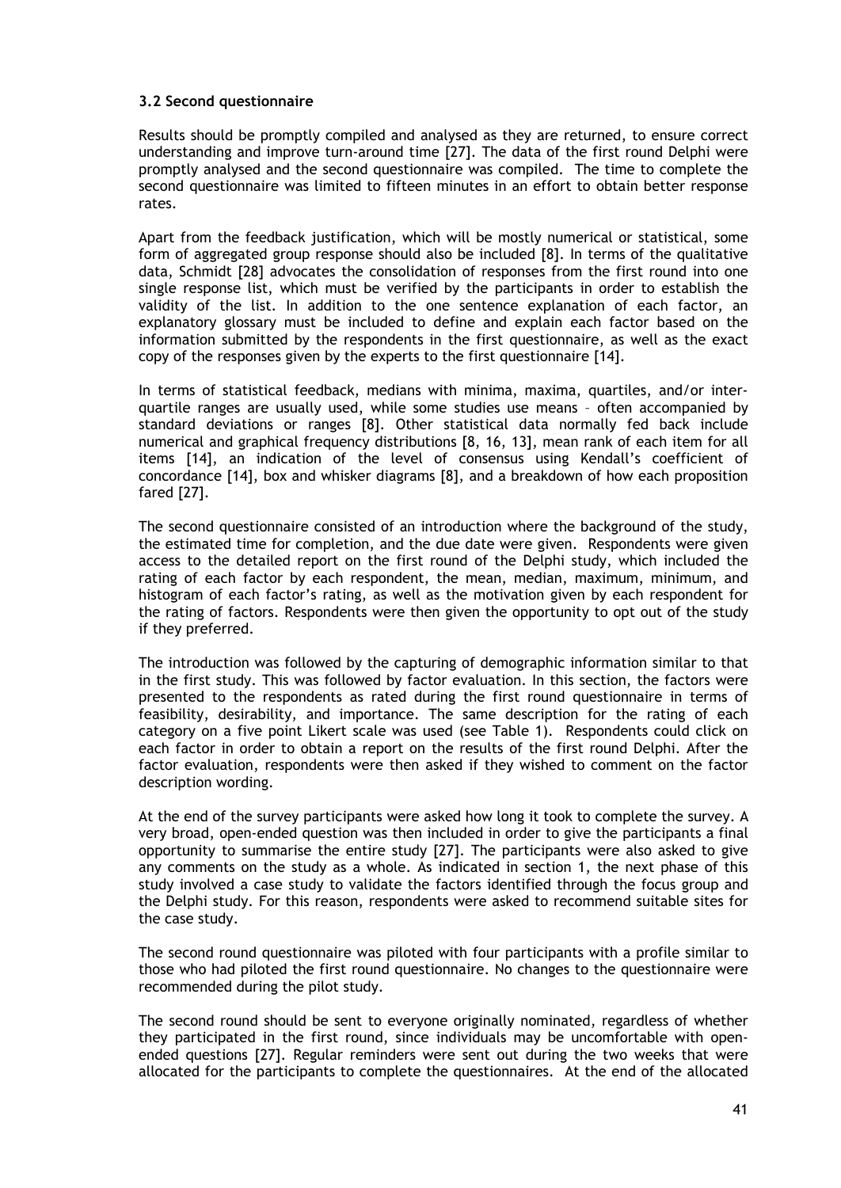### 3.2 Second questionnaire

Results should be promptly compiled and analysed as they are returned, to ensure correct understanding and improve turn-around time [27]. The data of the first round Delphi were promptly analysed and the second questionnaire was compiled. The time to complete the second questionnaire was limited to fifteen minutes in an effort to obtain better response rates.

Apart from the feedback justification, which will be mostly numerical or statistical, some form of aggregated group response should also be included [8]. In terms of the qualitative data, Schmidt [28] advocates the consolidation of responses from the first round into one single response list, which must be verified by the participants in order to establish the validity of the list. In addition to the one sentence explanation of each factor, an explanatory glossary must be included to define and explain each factor based on the information submitted by the respondents in the first questionnaire, as well as the exact copy of the responses given by the experts to the first questionnaire [14].

In terms of statistical feedback, medians with minima, maxima, quartiles, and/or inter-quartile ranges are usually used, while some studies use means – often accompanied by standard deviations or ranges [8]. Other statistical data normally fed back include numerical and graphical frequency distributions [8, 16, 13], mean rank of each item for all items [14], an indication of the level of consensus using Kendall's coefficient of concordance [14], box and whisker diagrams [8], and a breakdown of how each proposition fared [27].

The second questionnaire consisted of an introduction where the background of the study, the estimated time for completion, and the due date were given. Respondents were given access to the detailed report on the first round of the Delphi study, which included the rating of each factor by each respondent, the mean, median, maximum, minimum, and histogram of each factor's rating, as well as the motivation given by each respondent for the rating of factors. Respondents were then given the opportunity to opt out of the study if they preferred.

The introduction was followed by the capturing of demographic information similar to that in the first study. This was followed by factor evaluation. In this section, the factors were presented to the respondents as rated during the first round questionnaire in terms of feasibility, desirability, and importance. The same description for the rating of each category on a five point Likert scale was used (see Table 1). Respondents could click on each factor in order to obtain a report on the results of the first round Delphi. After the factor evaluation, respondents were then asked if they wished to comment on the factor description wording.

At the end of the survey participants were asked how long it took to complete the survey. A very broad, open-ended question was then included in order to give the participants a final opportunity to summarise the entire study [27]. The participants were also asked to give any comments on the study as a whole. As indicated in section 1, the next phase of this study involved a case study to validate the factors identified through the focus group and the Delphi study. For this reason, respondents were asked to recommend suitable sites for the case study.

The second round questionnaire was piloted with four participants with a profile similar to those who had piloted the first round questionnaire. No changes to the questionnaire were recommended during the pilot study.

The second round should be sent to everyone originally nominated, regardless of whether they participated in the first round, since individuals may be uncomfortable with open-ended questions [27]. Regular reminders were sent out during the two weeks that were allocated for the participants to complete the questionnaires. At the end of the allocated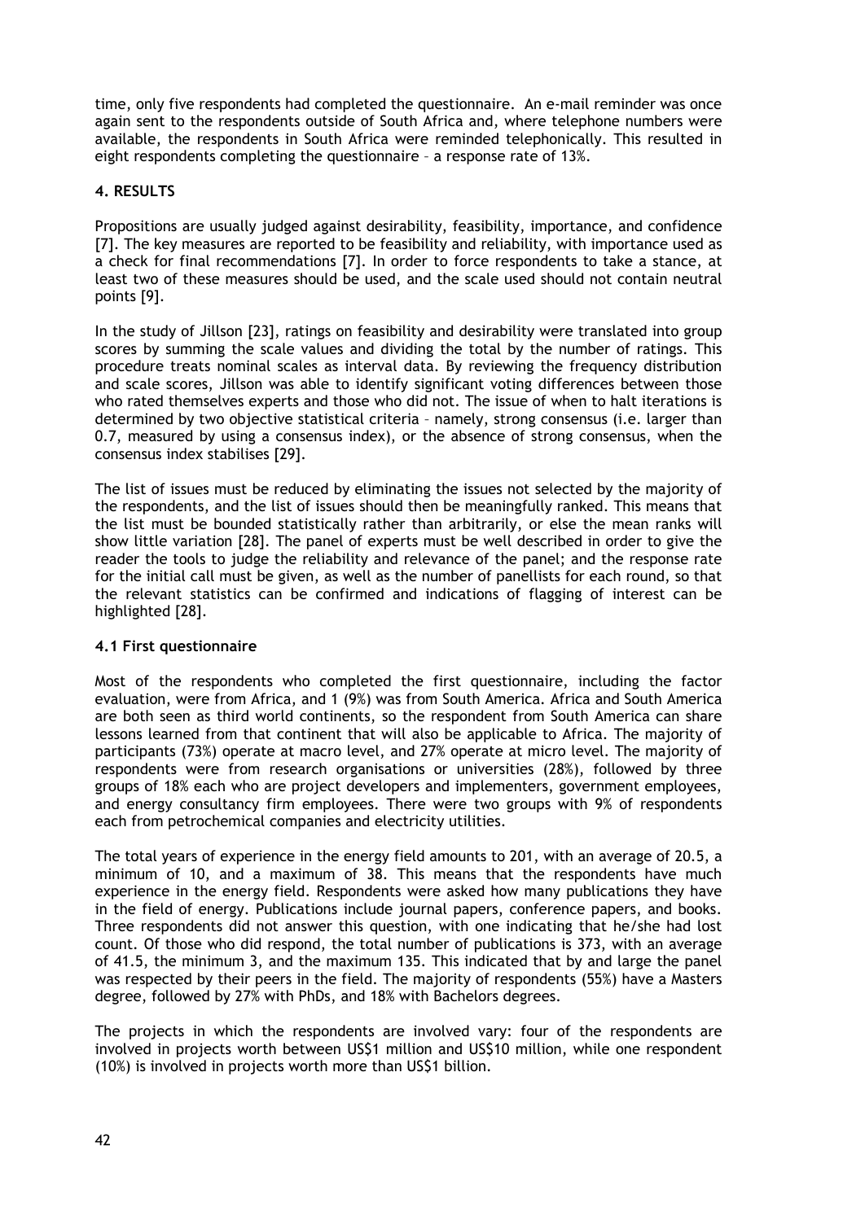time, only five respondents had completed the questionnaire. An e-mail reminder was once again sent to the respondents outside of South Africa and, where telephone numbers were available, the respondents in South Africa were reminded telephonically. This resulted in eight respondents completing the questionnaire – a response rate of 13%.

## 4. RESULTS

Propositions are usually judged against desirability, feasibility, importance, and confidence [7]. The key measures are reported to be feasibility and reliability, with importance used as a check for final recommendations [7]. In order to force respondents to take a stance, at least two of these measures should be used, and the scale used should not contain neutral points [9].

In the study of Jillson [23], ratings on feasibility and desirability were translated into group scores by summing the scale values and dividing the total by the number of ratings. This procedure treats nominal scales as interval data. By reviewing the frequency distribution and scale scores, Jillson was able to identify significant voting differences between those who rated themselves experts and those who did not. The issue of when to halt iterations is determined by two objective statistical criteria – namely, strong consensus (i.e. larger than 0.7, measured by using a consensus index), or the absence of strong consensus, when the consensus index stabilises [29].

The list of issues must be reduced by eliminating the issues not selected by the majority of the respondents, and the list of issues should then be meaningfully ranked. This means that the list must be bounded statistically rather than arbitrarily, or else the mean ranks will show little variation [28]. The panel of experts must be well described in order to give the reader the tools to judge the reliability and relevance of the panel; and the response rate for the initial call must be given, as well as the number of panellists for each round, so that the relevant statistics can be confirmed and indications of flagging of interest can be highlighted [28].

### 4.1 First questionnaire

Most of the respondents who completed the first questionnaire, including the factor evaluation, were from Africa, and 1 (9%) was from South America. Africa and South America are both seen as third world continents, so the respondent from South America can share lessons learned from that continent that will also be applicable to Africa. The majority of participants (73%) operate at macro level, and 27% operate at micro level. The majority of respondents were from research organisations or universities (28%), followed by three groups of 18% each who are project developers and implementers, government employees, and energy consultancy firm employees. There were two groups with 9% of respondents each from petrochemical companies and electricity utilities.

The total years of experience in the energy field amounts to 201, with an average of 20.5, a minimum of 10, and a maximum of 38. This means that the respondents have much experience in the energy field. Respondents were asked how many publications they have in the field of energy. Publications include journal papers, conference papers, and books. Three respondents did not answer this question, with one indicating that he/she had lost count. Of those who did respond, the total number of publications is 373, with an average of 41.5, the minimum 3, and the maximum 135. This indicated that by and large the panel was respected by their peers in the field. The majority of respondents (55%) have a Masters degree, followed by 27% with PhDs, and 18% with Bachelors degrees.

The projects in which the respondents are involved vary: four of the respondents are involved in projects worth between US$1 million and US$10 million, while one respondent (10%) is involved in projects worth more than US$1 billion.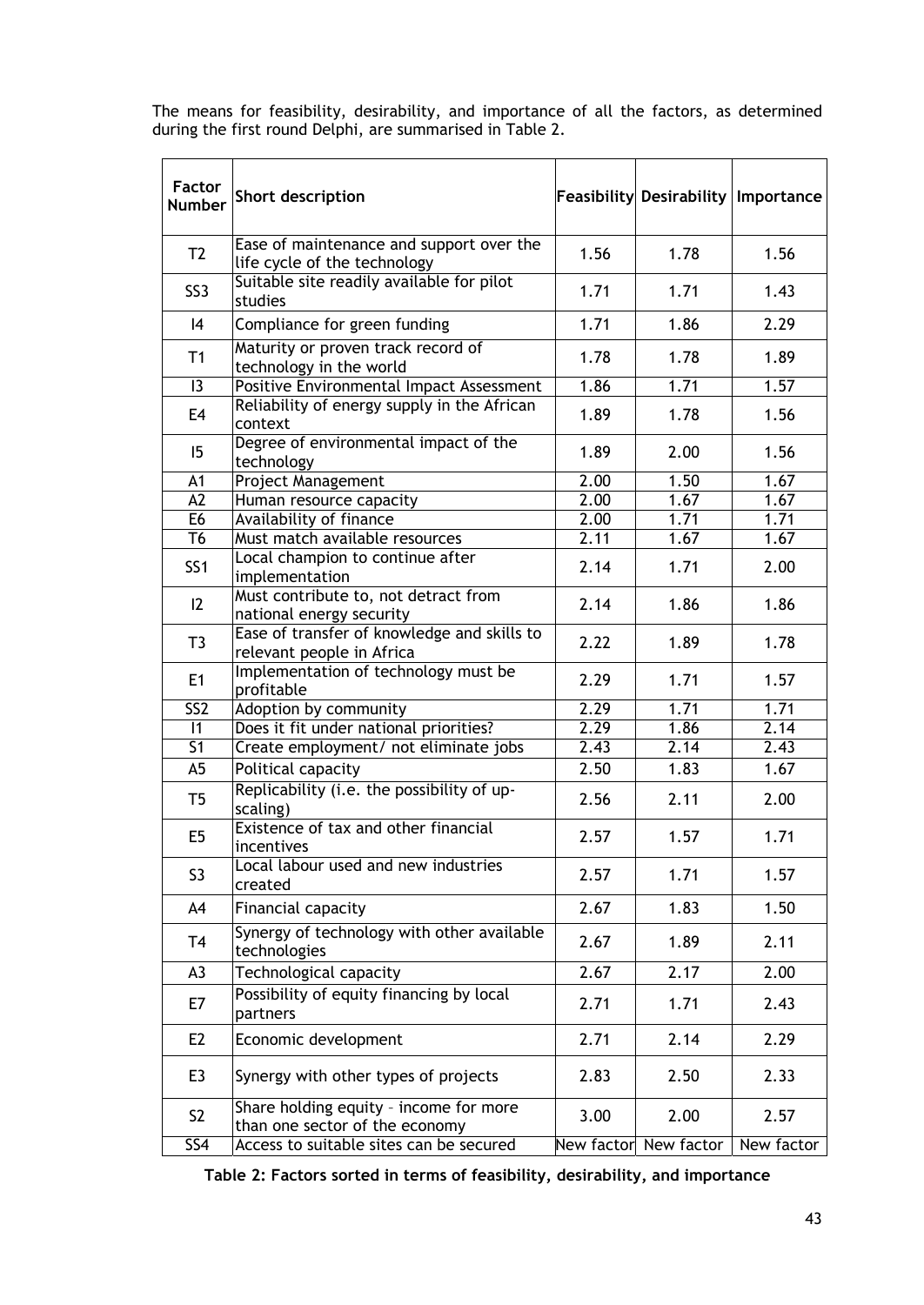The means for feasibility, desirability, and importance of all the factors, as determined during the first round Delphi, are summarised in Table 2.

| Factor Number | Short description | Feasibility | Desirability | Importance |
|---|---|---|---|---|
| T2 | Ease of maintenance and support over the life cycle of the technology | 1.56 | 1.78 | 1.56 |
| SS3 | Suitable site readily available for pilot studies | 1.71 | 1.71 | 1.43 |
| I4 | Compliance for green funding | 1.71 | 1.86 | 2.29 |
| T1 | Maturity or proven track record of technology in the world | 1.78 | 1.78 | 1.89 |
| I3 | Positive Environmental Impact Assessment | 1.86 | 1.71 | 1.57 |
| E4 | Reliability of energy supply in the African context | 1.89 | 1.78 | 1.56 |
| I5 | Degree of environmental impact of the technology | 1.89 | 2.00 | 1.56 |
| A1 | Project Management | 2.00 | 1.50 | 1.67 |
| A2 | Human resource capacity | 2.00 | 1.67 | 1.67 |
| E6 | Availability of finance | 2.00 | 1.71 | 1.71 |
| T6 | Must match available resources | 2.11 | 1.67 | 1.67 |
| SS1 | Local champion to continue after implementation | 2.14 | 1.71 | 2.00 |
| I2 | Must contribute to, not detract from national energy security | 2.14 | 1.86 | 1.86 |
| T3 | Ease of transfer of knowledge and skills to relevant people in Africa | 2.22 | 1.89 | 1.78 |
| E1 | Implementation of technology must be profitable | 2.29 | 1.71 | 1.57 |
| SS2 | Adoption by community | 2.29 | 1.71 | 1.71 |
| I1 | Does it fit under national priorities? | 2.29 | 1.86 | 2.14 |
| S1 | Create employment/ not eliminate jobs | 2.43 | 2.14 | 2.43 |
| A5 | Political capacity | 2.50 | 1.83 | 1.67 |
| T5 | Replicability (i.e. the possibility of up-scaling) | 2.56 | 2.11 | 2.00 |
| E5 | Existence of tax and other financial incentives | 2.57 | 1.57 | 1.71 |
| S3 | Local labour used and new industries created | 2.57 | 1.71 | 1.57 |
| A4 | Financial capacity | 2.67 | 1.83 | 1.50 |
| T4 | Synergy of technology with other available technologies | 2.67 | 1.89 | 2.11 |
| A3 | Technological capacity | 2.67 | 2.17 | 2.00 |
| E7 | Possibility of equity financing by local partners | 2.71 | 1.71 | 2.43 |
| E2 | Economic development | 2.71 | 2.14 | 2.29 |
| E3 | Synergy with other types of projects | 2.83 | 2.50 | 2.33 |
| S2 | Share holding equity – income for more than one sector of the economy | 3.00 | 2.00 | 2.57 |
| SS4 | Access to suitable sites can be secured | New factor | New factor | New factor |

**Table 2: Factors sorted in terms of feasibility, desirability, and importance**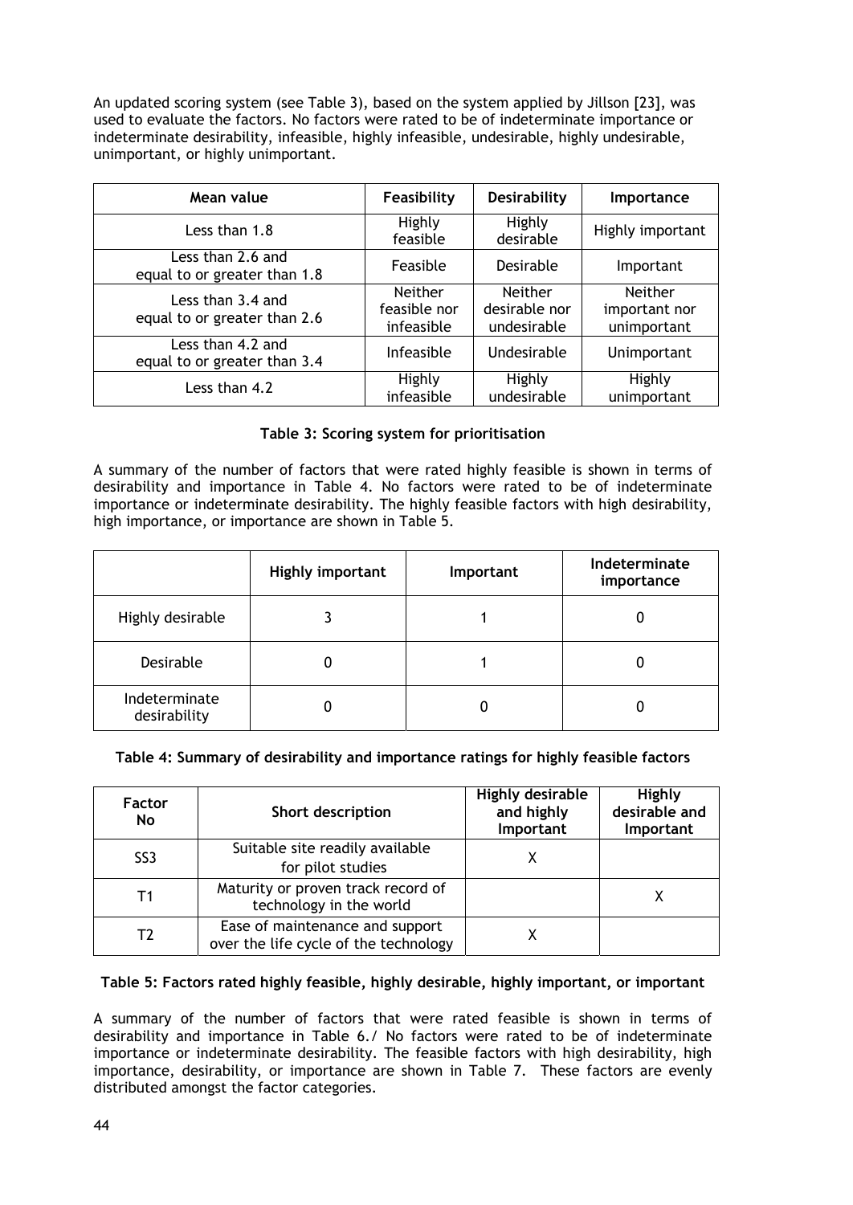An updated scoring system (see Table 3), based on the system applied by Jillson [23], was used to evaluate the factors. No factors were rated to be of indeterminate importance or indeterminate desirability, infeasible, highly infeasible, undesirable, highly undesirable, unimportant, or highly unimportant.

| Mean value | Feasibility | Desirability | Importance |
|---|---|---|---|
| Less than 1.8 | Highly feasible | Highly desirable | Highly important |
| Less than 2.6 and equal to or greater than 1.8 | Feasible | Desirable | Important |
| Less than 3.4 and equal to or greater than 2.6 | Neither feasible nor infeasible | Neither desirable nor undesirable | Neither important nor unimportant |
| Less than 4.2 and equal to or greater than 3.4 | Infeasible | Undesirable | Unimportant |
| Less than 4.2 | Highly infeasible | Highly undesirable | Highly unimportant |

**Table 3: Scoring system for prioritisation**

A summary of the number of factors that were rated highly feasible is shown in terms of desirability and importance in Table 4. No factors were rated to be of indeterminate importance or indeterminate desirability. The highly feasible factors with high desirability, high importance, or importance are shown in Table 5.

| | Highly important | Important | Indeterminate importance |
|---|---|---|---|
| Highly desirable | 3 | 1 | 0 |
| Desirable | 0 | 1 | 0 |
| Indeterminate desirability | 0 | 0 | 0 |

**Table 4: Summary of desirability and importance ratings for highly feasible factors**

| Factor No | Short description | Highly desirable and highly Important | Highly desirable and Important |
|---|---|---|---|
| SS3 | Suitable site readily available for pilot studies | X | |
| T1 | Maturity or proven track record of technology in the world | | X |
| T2 | Ease of maintenance and support over the life cycle of the technology | X | |

**Table 5: Factors rated highly feasible, highly desirable, highly important, or important**

A summary of the number of factors that were rated feasible is shown in terms of desirability and importance in Table 6./ No factors were rated to be of indeterminate importance or indeterminate desirability. The feasible factors with high desirability, high importance, desirability, or importance are shown in Table 7. These factors are evenly distributed amongst the factor categories.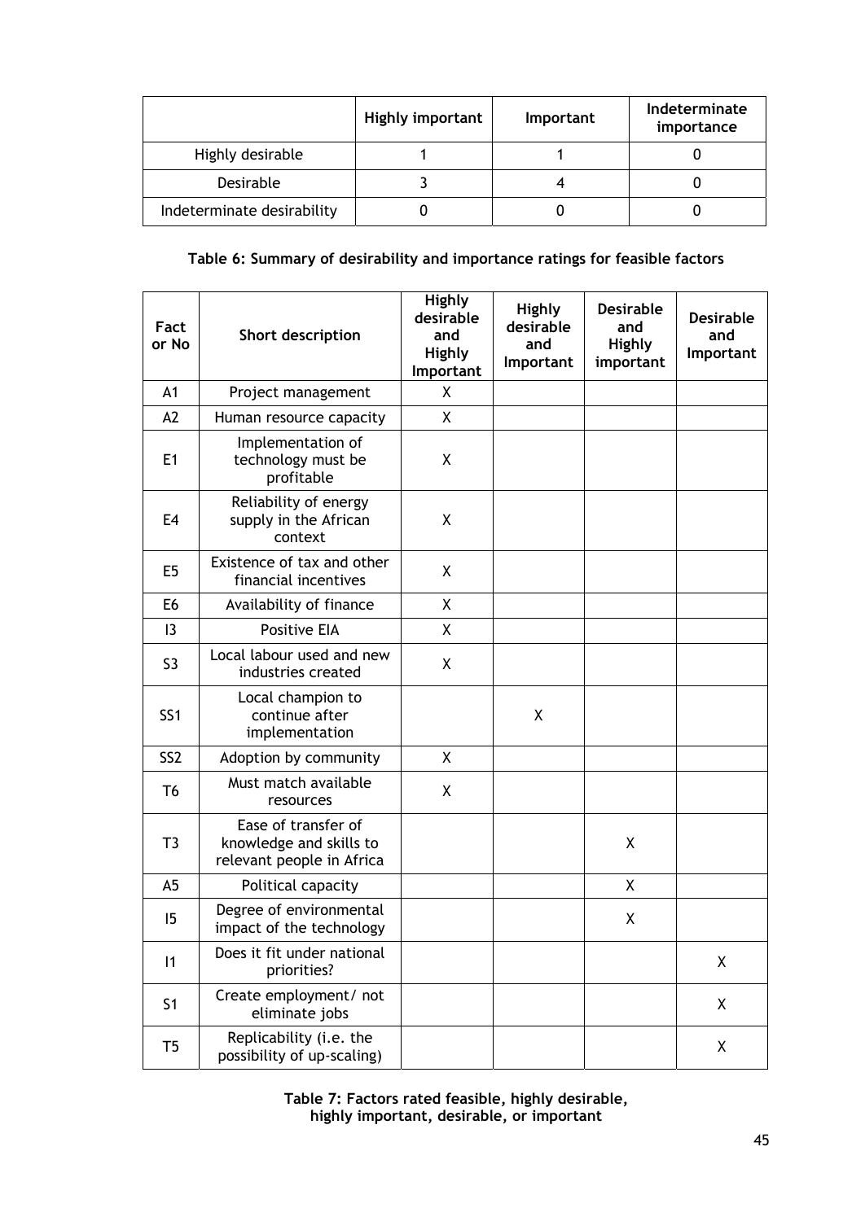| | Highly important | Important | Indeterminate importance |
|---|---|---|---|
| Highly desirable | 1 | 1 | 0 |
| Desirable | 3 | 4 | 0 |
| Indeterminate desirability | 0 | 0 | 0 |

**Table 6: Summary of desirability and importance ratings for feasible factors**

| Fact or No | Short description | Highly desirable and Highly Important | Highly desirable and Important | Desirable and Highly important | Desirable and Important |
|---|---|---|---|---|---|
| A1 | Project management | X | | | |
| A2 | Human resource capacity | X | | | |
| E1 | Implementation of technology must be profitable | X | | | |
| E4 | Reliability of energy supply in the African context | X | | | |
| E5 | Existence of tax and other financial incentives | X | | | |
| E6 | Availability of finance | X | | | |
| I3 | Positive EIA | X | | | |
| S3 | Local labour used and new industries created | X | | | |
| SS1 | Local champion to continue after implementation | | X | | |
| SS2 | Adoption by community | X | | | |
| T6 | Must match available resources | X | | | |
| T3 | Ease of transfer of knowledge and skills to relevant people in Africa | | | X | |
| A5 | Political capacity | | | X | |
| I5 | Degree of environmental impact of the technology | | | X | |
| I1 | Does it fit under national priorities? | | | | X |
| S1 | Create employment/ not eliminate jobs | | | | X |
| T5 | Replicability (i.e. the possibility of up-scaling) | | | | X |

**Table 7: Factors rated feasible, highly desirable, highly important, desirable, or important**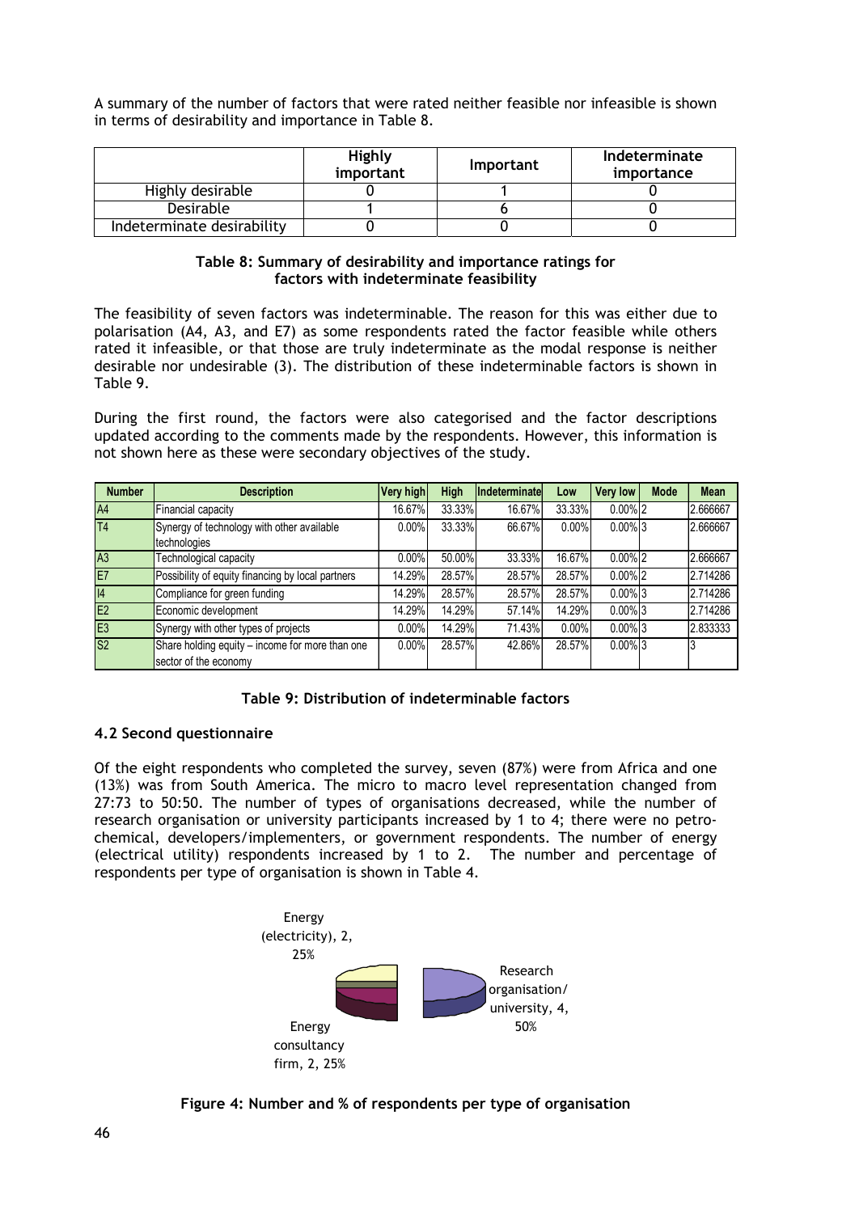A summary of the number of factors that were rated neither feasible nor infeasible is shown in terms of desirability and importance in Table 8.

|  | Highly important | Important | Indeterminate importance |
|---|---|---|---|
| Highly desirable | 0 | 1 | 0 |
| Desirable | 1 | 6 | 0 |
| Indeterminate desirability | 0 | 0 | 0 |

**Table 8: Summary of desirability and importance ratings for factors with indeterminate feasibility**

The feasibility of seven factors was indeterminable. The reason for this was either due to polarisation (A4, A3, and E7) as some respondents rated the factor feasible while others rated it infeasible, or that those are truly indeterminate as the modal response is neither desirable nor undesirable (3). The distribution of these indeterminable factors is shown in Table 9.

During the first round, the factors were also categorised and the factor descriptions updated according to the comments made by the respondents. However, this information is not shown here as these were secondary objectives of the study.

| Number | Description | Very high | High | Indeterminate | Low | Very low | Mode | Mean |
|---|---|---|---|---|---|---|---|---|
| A4 | Financial capacity | 16.67% | 33.33% | 16.67% | 33.33% | 0.00% | 2 | 2.666667 |
| T4 | Synergy of technology with other available technologies | 0.00% | 33.33% | 66.67% | 0.00% | 0.00% | 3 | 2.666667 |
| A3 | Technological capacity | 0.00% | 50.00% | 33.33% | 16.67% | 0.00% | 2 | 2.666667 |
| E7 | Possibility of equity financing by local partners | 14.29% | 28.57% | 28.57% | 28.57% | 0.00% | 2 | 2.714286 |
| I4 | Compliance for green funding | 14.29% | 28.57% | 28.57% | 28.57% | 0.00% | 3 | 2.714286 |
| E2 | Economic development | 14.29% | 14.29% | 57.14% | 14.29% | 0.00% | 3 | 2.714286 |
| E3 | Synergy with other types of projects | 0.00% | 14.29% | 71.43% | 0.00% | 0.00% | 3 | 2.833333 |
| S2 | Share holding equity – income for more than one sector of the economy | 0.00% | 28.57% | 42.86% | 28.57% | 0.00% | 3 | 3 |

**Table 9: Distribution of indeterminable factors**

### 4.2 Second questionnaire

Of the eight respondents who completed the survey, seven (87%) were from Africa and one (13%) was from South America. The micro to macro level representation changed from 27:73 to 50:50. The number of types of organisations decreased, while the number of research organisation or university participants increased by 1 to 4; there were no petro-chemical, developers/implementers, or government respondents. The number of energy (electrical utility) respondents increased by 1 to 2. The number and percentage of respondents per type of organisation is shown in Table 4.

Energy (electricity), 2, 25%

Research organisation/ university, 4, 50%

Energy consultancy firm, 2, 25%

**Figure 4: Number and % of respondents per type of organisation**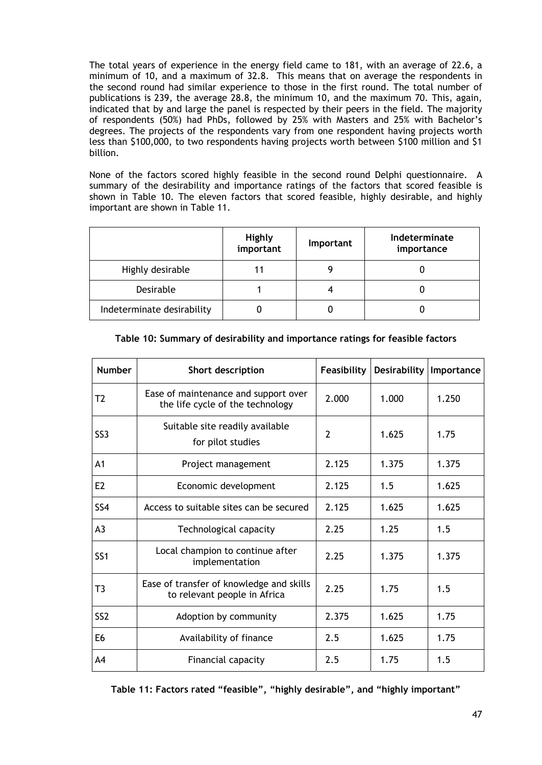The total years of experience in the energy field came to 181, with an average of 22.6, a minimum of 10, and a maximum of 32.8. This means that on average the respondents in the second round had similar experience to those in the first round. The total number of publications is 239, the average 28.8, the minimum 10, and the maximum 70. This, again, indicated that by and large the panel is respected by their peers in the field. The majority of respondents (50%) had PhDs, followed by 25% with Masters and 25% with Bachelor's degrees. The projects of the respondents vary from one respondent having projects worth less than \$100,000, to two respondents having projects worth between \$100 million and \$1 billion.

None of the factors scored highly feasible in the second round Delphi questionnaire. A summary of the desirability and importance ratings of the factors that scored feasible is shown in Table 10. The eleven factors that scored feasible, highly desirable, and highly important are shown in Table 11.

| | Highly important | Important | Indeterminate importance |
|---|---|---|---|
| Highly desirable | 11 | 9 | 0 |
| Desirable | 1 | 4 | 0 |
| Indeterminate desirability | 0 | 0 | 0 |

**Table 10: Summary of desirability and importance ratings for feasible factors**

| Number | Short description | Feasibility | Desirability | Importance |
|---|---|---|---|---|
| T2 | Ease of maintenance and support over the life cycle of the technology | 2.000 | 1.000 | 1.250 |
| SS3 | Suitable site readily available for pilot studies | 2 | 1.625 | 1.75 |
| A1 | Project management | 2.125 | 1.375 | 1.375 |
| E2 | Economic development | 2.125 | 1.5 | 1.625 |
| SS4 | Access to suitable sites can be secured | 2.125 | 1.625 | 1.625 |
| A3 | Technological capacity | 2.25 | 1.25 | 1.5 |
| SS1 | Local champion to continue after implementation | 2.25 | 1.375 | 1.375 |
| T3 | Ease of transfer of knowledge and skills to relevant people in Africa | 2.25 | 1.75 | 1.5 |
| SS2 | Adoption by community | 2.375 | 1.625 | 1.75 |
| E6 | Availability of finance | 2.5 | 1.625 | 1.75 |
| A4 | Financial capacity | 2.5 | 1.75 | 1.5 |

**Table 11: Factors rated "feasible", "highly desirable", and "highly important"**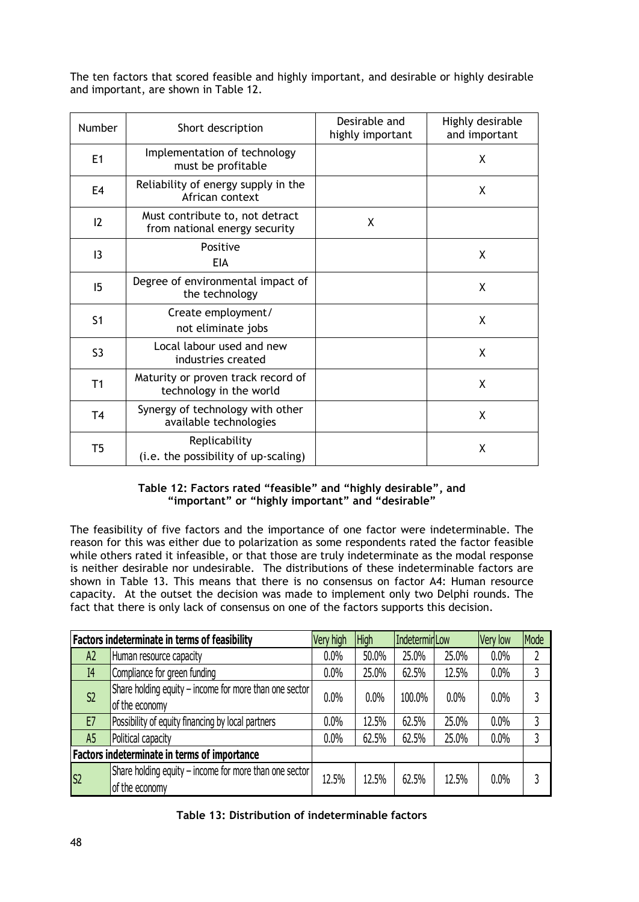The ten factors that scored feasible and highly important, and desirable or highly desirable and important, are shown in Table 12.

| Number | Short description | Desirable and highly important | Highly desirable and important |
|---|---|---|---|
| E1 | Implementation of technology must be profitable | | X |
| E4 | Reliability of energy supply in the African context | | X |
| I2 | Must contribute to, not detract from national energy security | X | |
| I3 | Positive EIA | | X |
| I5 | Degree of environmental impact of the technology | | X |
| S1 | Create employment/ not eliminate jobs | | X |
| S3 | Local labour used and new industries created | | X |
| T1 | Maturity or proven track record of technology in the world | | X |
| T4 | Synergy of technology with other available technologies | | X |
| T5 | Replicability (i.e. the possibility of up-scaling) | | X |

**Table 12: Factors rated "feasible" and "highly desirable", and "important" or "highly important" and "desirable"**

The feasibility of five factors and the importance of one factor were indeterminable. The reason for this was either due to polarization as some respondents rated the factor feasible while others rated it infeasible, or that those are truly indeterminate as the modal response is neither desirable nor undesirable. The distributions of these indeterminable factors are shown in Table 13. This means that there is no consensus on factor A4: Human resource capacity. At the outset the decision was made to implement only two Delphi rounds. The fact that there is only lack of consensus on one of the factors supports this decision.

| **Factors indeterminate in terms of feasibility** | | Very high | High | Indetermin | Low | Very low | Mode |
|---|---|---|---|---|---|---|---|
| A2 | Human resource capacity | 0.0% | 50.0% | 25.0% | 25.0% | 0.0% | 2 |
| I4 | Compliance for green funding | 0.0% | 25.0% | 62.5% | 12.5% | 0.0% | 3 |
| S2 | Share holding equity – income for more than one sector of the economy | 0.0% | 0.0% | 100.0% | 0.0% | 0.0% | 3 |
| E7 | Possibility of equity financing by local partners | 0.0% | 12.5% | 62.5% | 25.0% | 0.0% | 3 |
| A5 | Political capacity | 0.0% | 62.5% | 62.5% | 25.0% | 0.0% | 3 |
| **Factors indeterminate in terms of importance** | | | | | | | |
| S2 | Share holding equity – income for more than one sector of the economy | 12.5% | 12.5% | 62.5% | 12.5% | 0.0% | 3 |

**Table 13: Distribution of indeterminable factors**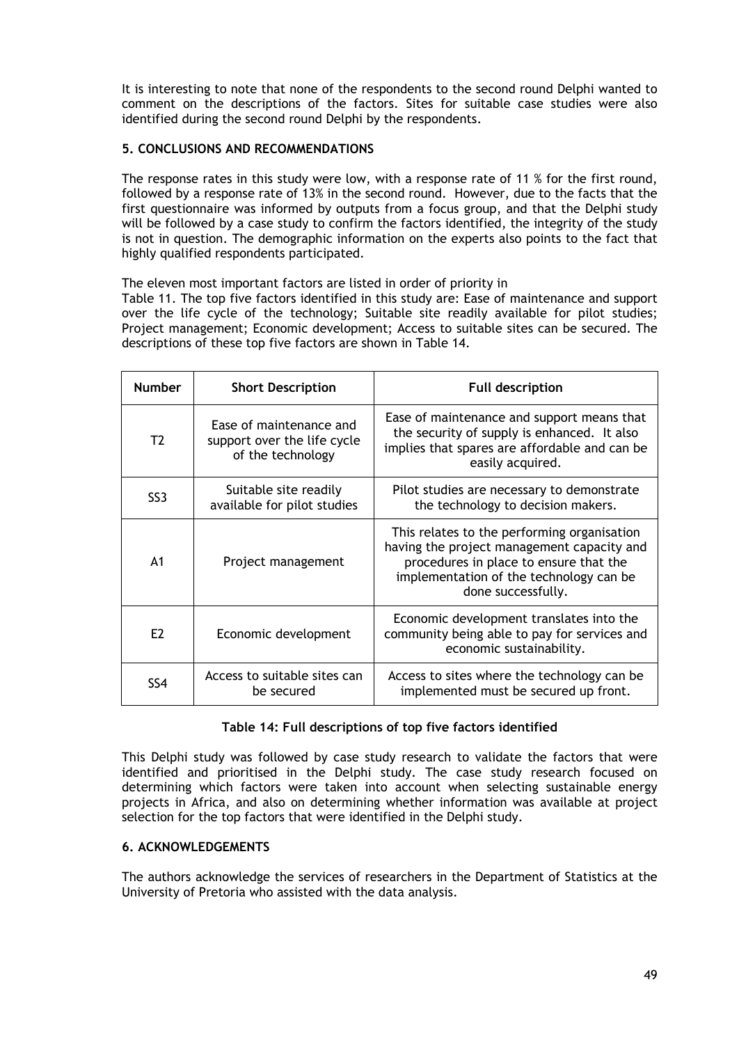It is interesting to note that none of the respondents to the second round Delphi wanted to comment on the descriptions of the factors. Sites for suitable case studies were also identified during the second round Delphi by the respondents.

## 5. CONCLUSIONS AND RECOMMENDATIONS

The response rates in this study were low, with a response rate of 11 % for the first round, followed by a response rate of 13% in the second round. However, due to the facts that the first questionnaire was informed by outputs from a focus group, and that the Delphi study will be followed by a case study to confirm the factors identified, the integrity of the study is not in question. The demographic information on the experts also points to the fact that highly qualified respondents participated.

The eleven most important factors are listed in order of priority in
Table 11. The top five factors identified in this study are: Ease of maintenance and support over the life cycle of the technology; Suitable site readily available for pilot studies; Project management; Economic development; Access to suitable sites can be secured. The descriptions of these top five factors are shown in Table 14.

| Number | Short Description | Full description |
|---|---|---|
| T2 | Ease of maintenance and support over the life cycle of the technology | Ease of maintenance and support means that the security of supply is enhanced. It also implies that spares are affordable and can be easily acquired. |
| SS3 | Suitable site readily available for pilot studies | Pilot studies are necessary to demonstrate the technology to decision makers. |
| A1 | Project management | This relates to the performing organisation having the project management capacity and procedures in place to ensure that the implementation of the technology can be done successfully. |
| E2 | Economic development | Economic development translates into the community being able to pay for services and economic sustainability. |
| SS4 | Access to suitable sites can be secured | Access to sites where the technology can be implemented must be secured up front. |

**Table 14: Full descriptions of top five factors identified**

This Delphi study was followed by case study research to validate the factors that were identified and prioritised in the Delphi study. The case study research focused on determining which factors were taken into account when selecting sustainable energy projects in Africa, and also on determining whether information was available at project selection for the top factors that were identified in the Delphi study.

## 6. ACKNOWLEDGEMENTS

The authors acknowledge the services of researchers in the Department of Statistics at the University of Pretoria who assisted with the data analysis.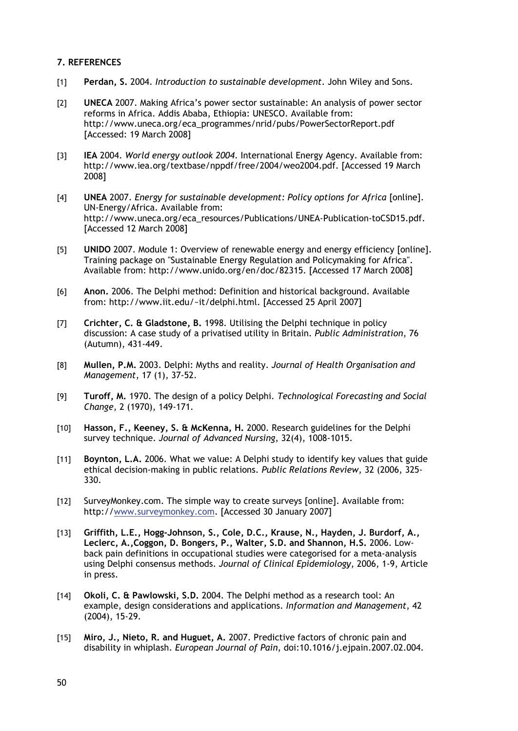## 7. REFERENCES

[1] **Perdan, S.** 2004. *Introduction to sustainable development*. John Wiley and Sons.

[2] **UNECA** 2007. Making Africa's power sector sustainable: An analysis of power sector reforms in Africa. Addis Ababa, Ethiopia: UNESCO. Available from: http://www.uneca.org/eca_programmes/nrid/pubs/PowerSectorReport.pdf [Accessed: 19 March 2008]

[3] **IEA** 2004. *World energy outlook 2004*. International Energy Agency. Available from: http://www.iea.org/textbase/nppdf/free/2004/weo2004.pdf. [Accessed 19 March 2008]

[4] **UNEA** 2007. *Energy for sustainable development: Policy options for Africa* [online]. UN-Energy/Africa. Available from: http://www.uneca.org/eca_resources/Publications/UNEA-Publication-toCSD15.pdf. [Accessed 12 March 2008]

[5] **UNIDO** 2007. Module 1: Overview of renewable energy and energy efficiency [online]. Training package on "Sustainable Energy Regulation and Policymaking for Africa". Available from: http://www.unido.org/en/doc/82315. [Accessed 17 March 2008]

[6] **Anon.** 2006. The Delphi method: Definition and historical background. Available from: http://www.iit.edu/~it/delphi.html. [Accessed 25 April 2007]

[7] **Crichter, C. & Gladstone, B.** 1998. Utilising the Delphi technique in policy discussion: A case study of a privatised utility in Britain. *Public Administration*, 76 (Autumn), 431-449.

[8] **Mullen, P.M.** 2003. Delphi: Myths and reality. *Journal of Health Organisation and Management*, 17 (1), 37-52.

[9] **Turoff, M.** 1970. The design of a policy Delphi. *Technological Forecasting and Social Change*, 2 (1970), 149-171.

[10] **Hasson, F., Keeney, S. & McKenna, H.** 2000. Research guidelines for the Delphi survey technique. *Journal of Advanced Nursing*, 32(4), 1008-1015.

[11] **Boynton, L.A.** 2006. What we value: A Delphi study to identify key values that guide ethical decision-making in public relations. *Public Relations Review*, 32 (2006, 325-330.

[12] SurveyMonkey.com. The simple way to create surveys [online]. Available from: http://www.surveymonkey.com. [Accessed 30 January 2007]

[13] **Griffith, L.E., Hogg-Johnson, S., Cole, D.C., Krause, N., Hayden, J. Burdorf, A., Leclerc, A.,Coggon, D. Bongers, P., Walter, S.D. and Shannon, H.S.** 2006. Low-back pain definitions in occupational studies were categorised for a meta-analysis using Delphi consensus methods. *Journal of Clinical Epidemiology*, 2006, 1-9, Article in press.

[14] **Okoli, C. & Pawlowski, S.D.** 2004. The Delphi method as a research tool: An example, design considerations and applications. *Information and Management*, 42 (2004), 15-29.

[15] **Miro, J., Nieto, R. and Huguet, A.** 2007. Predictive factors of chronic pain and disability in whiplash. *European Journal of Pain*, doi:10.1016/j.ejpain.2007.02.004.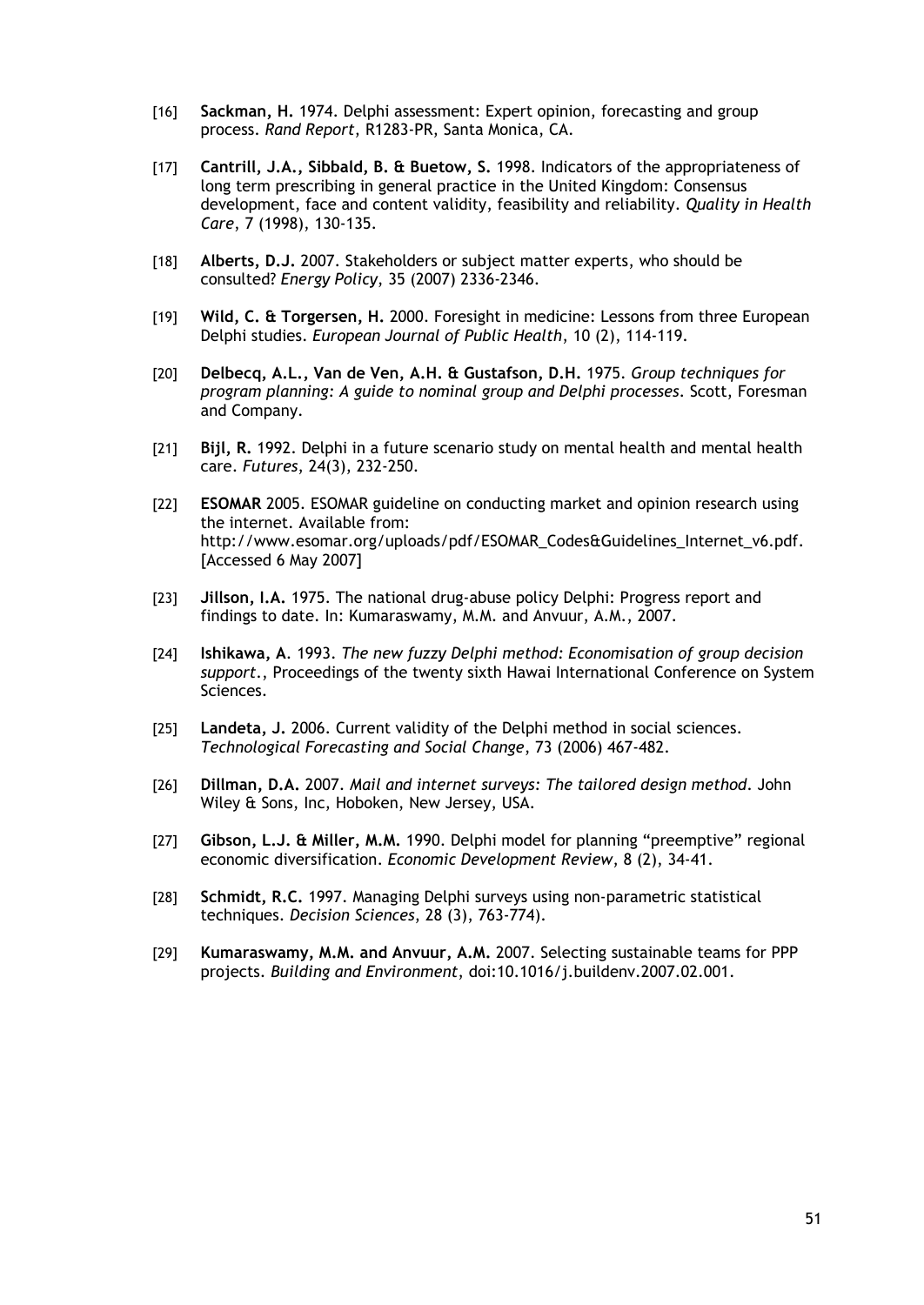[16] **Sackman, H.** 1974. Delphi assessment: Expert opinion, forecasting and group process. *Rand Report*, R1283-PR, Santa Monica, CA.

[17] **Cantrill, J.A., Sibbald, B. & Buetow, S.** 1998. Indicators of the appropriateness of long term prescribing in general practice in the United Kingdom: Consensus development, face and content validity, feasibility and reliability. *Quality in Health Care*, 7 (1998), 130-135.

[18] **Alberts, D.J.** 2007. Stakeholders or subject matter experts, who should be consulted? *Energy Policy*, 35 (2007) 2336-2346.

[19] **Wild, C. & Torgersen, H.** 2000. Foresight in medicine: Lessons from three European Delphi studies. *European Journal of Public Health*, 10 (2), 114-119.

[20] **Delbecq, A.L., Van de Ven, A.H. & Gustafson, D.H.** 1975. *Group techniques for program planning: A guide to nominal group and Delphi processes*. Scott, Foresman and Company.

[21] **Bijl, R.** 1992. Delphi in a future scenario study on mental health and mental health care. *Futures*, 24(3), 232-250.

[22] **ESOMAR** 2005. ESOMAR guideline on conducting market and opinion research using the internet. Available from: http://www.esomar.org/uploads/pdf/ESOMAR_Codes&Guidelines_Internet_v6.pdf. [Accessed 6 May 2007]

[23] **Jillson, I.A.** 1975. The national drug-abuse policy Delphi: Progress report and findings to date. In: Kumaraswamy, M.M. and Anvuur, A.M., 2007.

[24] **Ishikawa, A**. 1993. *The new fuzzy Delphi method: Economisation of group decision support*., Proceedings of the twenty sixth Hawai International Conference on System Sciences.

[25] **Landeta, J.** 2006. Current validity of the Delphi method in social sciences. *Technological Forecasting and Social Change*, 73 (2006) 467-482.

[26] **Dillman, D.A.** 2007. *Mail and internet surveys: The tailored design method*. John Wiley & Sons, Inc, Hoboken, New Jersey, USA.

[27] **Gibson, L.J. & Miller, M.M.** 1990. Delphi model for planning "preemptive" regional economic diversification. *Economic Development Review*, 8 (2), 34-41.

[28] **Schmidt, R.C.** 1997. Managing Delphi surveys using non-parametric statistical techniques. *Decision Sciences*, 28 (3), 763-774).

[29] **Kumaraswamy, M.M. and Anvuur, A.M.** 2007. Selecting sustainable teams for PPP projects. *Building and Environment*, doi:10.1016/j.buildenv.2007.02.001.